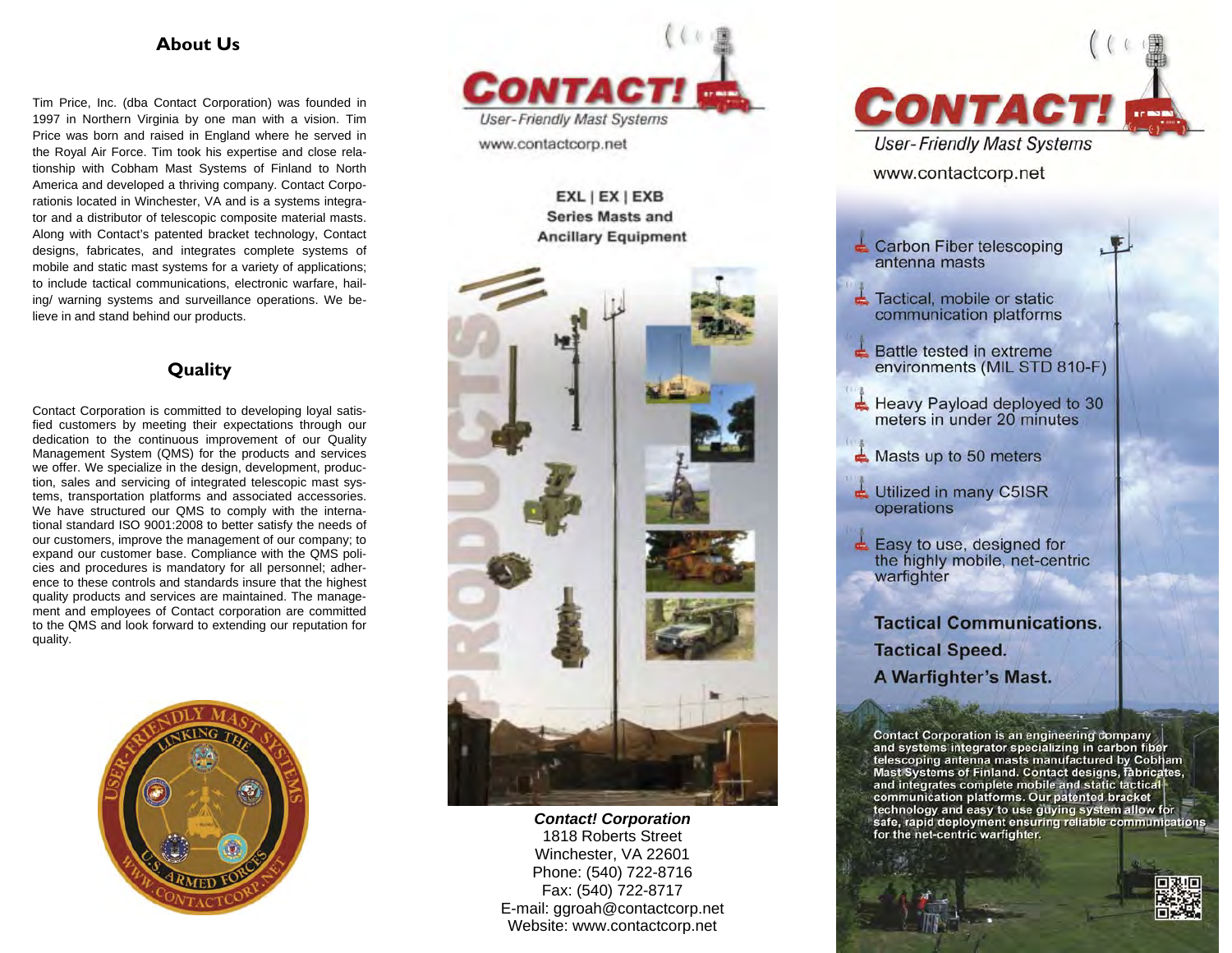## About Us

Tim Price, Inc. (dba Contact Corporation) was founded in 1997 in Northern Virginia by one man with a vision. Tim Price was born and raised in England where he served in the Royal Air Force. Tim took his expertise and close relationship with Cobham Mast Systems of Finland to North America and developed a thriving company. Contact Corporationis located in Winchester, VA and is a systems integrator and a distributor of telescopic composite material masts. Along with Contact's patented bracket technology, Contact designs, fabricates, and integrates complete systems of mobile and static mast systems for a variety of applications; to include tactical communications, electronic warfare, hailing/ warning systems and surveillance operations. We believe in and stand behind our products.

## Quality

Contact Corporation is committed to developing loyal satisfied customers by meeting their expectations through our dedication to the continuous improvement of our Quality Management System (QMS) for the products and services we offer. We specialize in the design, development, production, sales and servicing of integrated telescopic mast systems, transportation platforms and associated accessories. We have structured our QMS to comply with the international standard ISO 9001:2008 to better satisfy the needs of our customers, improve the management of our company; to expand our customer base. Compliance with the QMS policies and procedures is mandatory for all personnel; adherence to these controls and standards insure that the highest quality products and services are maintained. The management and employees of Contact corporation are committed to the QMS and look forward to extending our reputation for quality.

USER-FRIENDLY MAST SYSTEMS
LINKING THE
U.S. ARMED FORCES
WWW.CONTACTCORP.NET

# CONTACT!

*User-Friendly Mast Systems*

www.contactcorp.net

**EXL | EX | EXB Series Masts and Ancillary Equipment**

PRODUCTS

***Contact! Corporation***
1818 Roberts Street
Winchester, VA 22601
Phone: (540) 722-8716
Fax: (540) 722-8717
E-mail: ggroah@contactcorp.net
Website: www.contactcorp.net

# CONTACT!

*User-Friendly Mast Systems*

www.contactcorp.net

- Carbon Fiber telescoping antenna masts
- Tactical, mobile or static communication platforms
- Battle tested in extreme environments (MIL STD 810-F)
- Heavy Payload deployed to 30 meters in under 20 minutes
- Masts up to 50 meters
- Utilized in many C5ISR operations
- Easy to use, designed for the highly mobile, net-centric warfighter

**Tactical Communications.**
**Tactical Speed.**
**A Warfighter's Mast.**

**Contact Corporation is an engineering company and systems integrator specializing in carbon fiber telescoping antenna masts manufactured by Cobham Mast Systems of Finland. Contact designs, fabricates, and integrates complete mobile and static tactical communication platforms. Our patented bracket technology and easy to use guying system allow for safe, rapid deployment ensuring reliable communications for the net-centric warfighter.**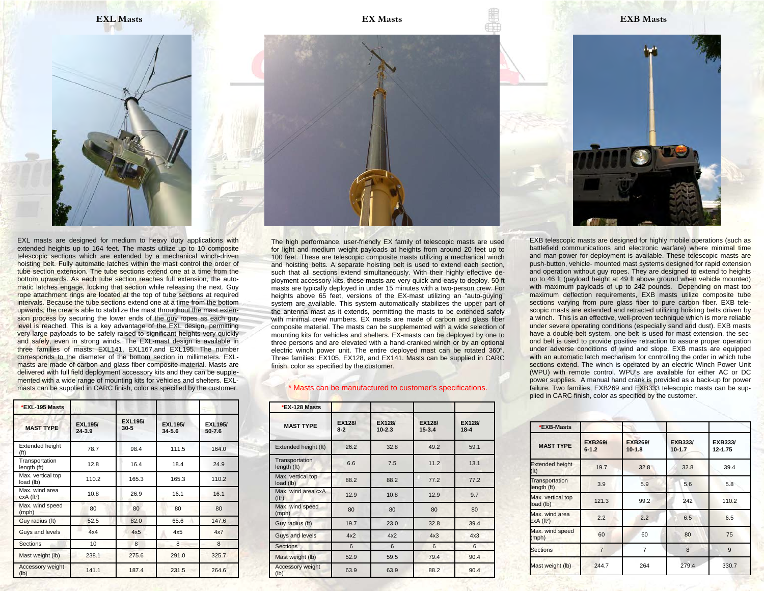## EXL Masts

EXL masts are designed for medium to heavy duty applications with extended heights up to 164 feet. The masts utilize up to 10 composite telescopic sections which are extended by a mechanical winch-driven hoisting belt. Fully automatic latches within the mast control the order of tube section extension. The tube sections extend one at a time from the bottom upwards. As each tube section reaches full extension, the automatic latches engage, locking that section while releasing the next. Guy rope attachment rings are located at the top of tube sections at required intervals. Because the tube sections extend one at a time from the bottom upwards, the crew is able to stabilize the mast throughout the mast extension process by securing the lower ends of the guy ropes as each guy level is reached. This is a key advantage of the EXL design, permitting very large payloads to be safely raised to significant heights very quickly and safely, even in strong winds. The EXL-mast design is available in three families of masts: EXL141, EXL167,and EXL195. The number corresponds to the diameter of the bottom section in millimeters. EXL-masts are made of carbon and glass fiber composite material. Masts are delivered with full field deployment accessory kits and they can be supplemented with a wide range of mounting kits for vehicles and shelters. EXL-masts can be supplied in CARC finish, color as specified by the customer.

| *EXL-195 Masts | | | | |
|---|---|---|---|---|
| **MAST TYPE** | **EXL195/ 24-3.9** | **EXL195/ 30-5** | **EXL195/ 34-5.6** | **EXL195/ 50-7.6** |
| Extended height (ft) | 78.7 | 98.4 | 111.5 | 164.0 |
| Transportation length (ft) | 12.8 | 16.4 | 18.4 | 24.9 |
| Max. vertical top load (lb) | 110.2 | 165.3 | 165.3 | 110.2 |
| Max. wind area cxA (ft²) | 10.8 | 26.9 | 16.1 | 16.1 |
| Max. wind speed (mph) | 80 | 80 | 80 | 80 |
| Guy radius (ft) | 52.5 | 82.0 | 65.6 | 147.6 |
| Guys and levels | 4x4 | 4x5 | 4x5 | 4x7 |
| Sections | 10 | 8 | 8 | 8 |
| Mast weight (lb) | 238.1 | 275.6 | 291.0 | 325.7 |
| Accessory weight (lb) | 141.1 | 187.4 | 231.5 | 264.6 |

## EX Masts

The high performance, user-friendly EX family of telescopic masts are used for light and medium weight payloads at heights from around 20 feet up to 100 feet. These are telescopic composite masts utilizing a mechanical winch and hoisting belts. A separate hoisting belt is used to extend each section, such that all sections extend simultaneously. With their highly effective deployment accessory kits, these masts are very quick and easy to deploy. 50 ft masts are typically deployed in under 15 minutes with a two-person crew. For heights above 65 feet, versions of the EX-mast utilizing an "auto-guying" system are available. This system automatically stabilizes the upper part of the antenna mast as it extends, permitting the masts to be extended safely with minimal crew numbers. EX masts are made of carbon and glass fiber composite material. The masts can be supplemented with a wide selection of mounting kits for vehicles and shelters. EX-masts can be deployed by one to three persons and are elevated with a hand-cranked winch or by an optional electric winch power unit. The entire deployed mast can be rotated 360°. Three families: EX105, EX128, and EX141. Masts can be supplied in CARC finish, color as specified by the customer.

* Masts can be manufactured to customer's specifications.

| *EX-128 Masts | | | | |
|---|---|---|---|---|
| **MAST TYPE** | **EX128/ 8-2** | **EX128/ 10-2.3** | **EX128/ 15-3.4** | **EX128/ 18-4** |
| Extended height (ft) | 26.2 | 32.8 | 49.2 | 59.1 |
| Transportation length (ft) | 6.6 | 7.5 | 11.2 | 13.1 |
| Max. vertical top load (lb) | 88.2 | 88.2 | 77.2 | 77.2 |
| Max. wind area cxA (ft²) | 12.9 | 10.8 | 12.9 | 9.7 |
| Max. wind speed (mph) | 80 | 80 | 80 | 80 |
| Guy radius (ft) | 19.7 | 23.0 | 32.8 | 39.4 |
| Guys and levels | 4x2 | 4x2 | 4x3 | 4x3 |
| Sections | 6 | 6 | 6 | 6 |
| Mast weight (lb) | 52.9 | 59.5 | 79.4 | 90.4 |
| Accessory weight (lb) | 63.9 | 63.9 | 88.2 | 90.4 |

## EXB Masts

EXB telescopic masts are designed for highly mobile operations (such as battlefield communications and electronic warfare) where minimal time and man-power for deployment is available. These telescopic masts are push-button, vehicle- mounted mast systems designed for rapid extension and operation without guy ropes. They are designed to extend to heights up to 46 ft (payload height at 49 ft above ground when vehicle mounted) with maximum payloads of up to 242 pounds. Depending on mast top maximum deflection requirements, EXB masts utilize composite tube sections varying from pure glass fiber to pure carbon fiber. EXB telescopic masts are extended and retracted utilizing hoisting belts driven by a winch. This is an effective, well-proven technique which is more reliable under severe operating conditions (especially sand and dust). EXB masts have a double-belt system, one belt is used for mast extension, the second belt is used to provide positive retraction to assure proper operation under adverse conditions of wind and slope. EXB masts are equipped with an automatic latch mechanism for controlling the order in which tube sections extend. The winch is operated by an electric Winch Power Unit (WPU) with remote control. WPU's are available for either AC or DC power supplies. A manual hand crank is provided as a back-up for power failure. Two families, EXB269 and EXB333 telescopic masts can be supplied in CARC finish, color as specified by the customer.

| *EXB-Masts | | | | |
|---|---|---|---|---|
| **MAST TYPE** | **EXB269/ 6-1.2** | **EXB269/ 10-1.8** | **EXB333/ 10-1.7** | **EXB333/ 12-1.75** |
| Extended height (ft) | 19.7 | 32.8 | 32.8 | 39.4 |
| Transportation length (ft) | 3.9 | 5.9 | 5.6 | 5.8 |
| Max. vertical top load (lb) | 121.3 | 99.2 | 242 | 110.2 |
| Max. wind area cxA (ft²) | 2.2 | 2.2 | 6.5 | 6.5 |
| Max. wind speed (mph) | 60 | 60 | 80 | 75 |
| Sections | 7 | 7 | 8 | 9 |
| Mast weight (lb) | 244.7 | 264 | 279.4 | 330.7 |